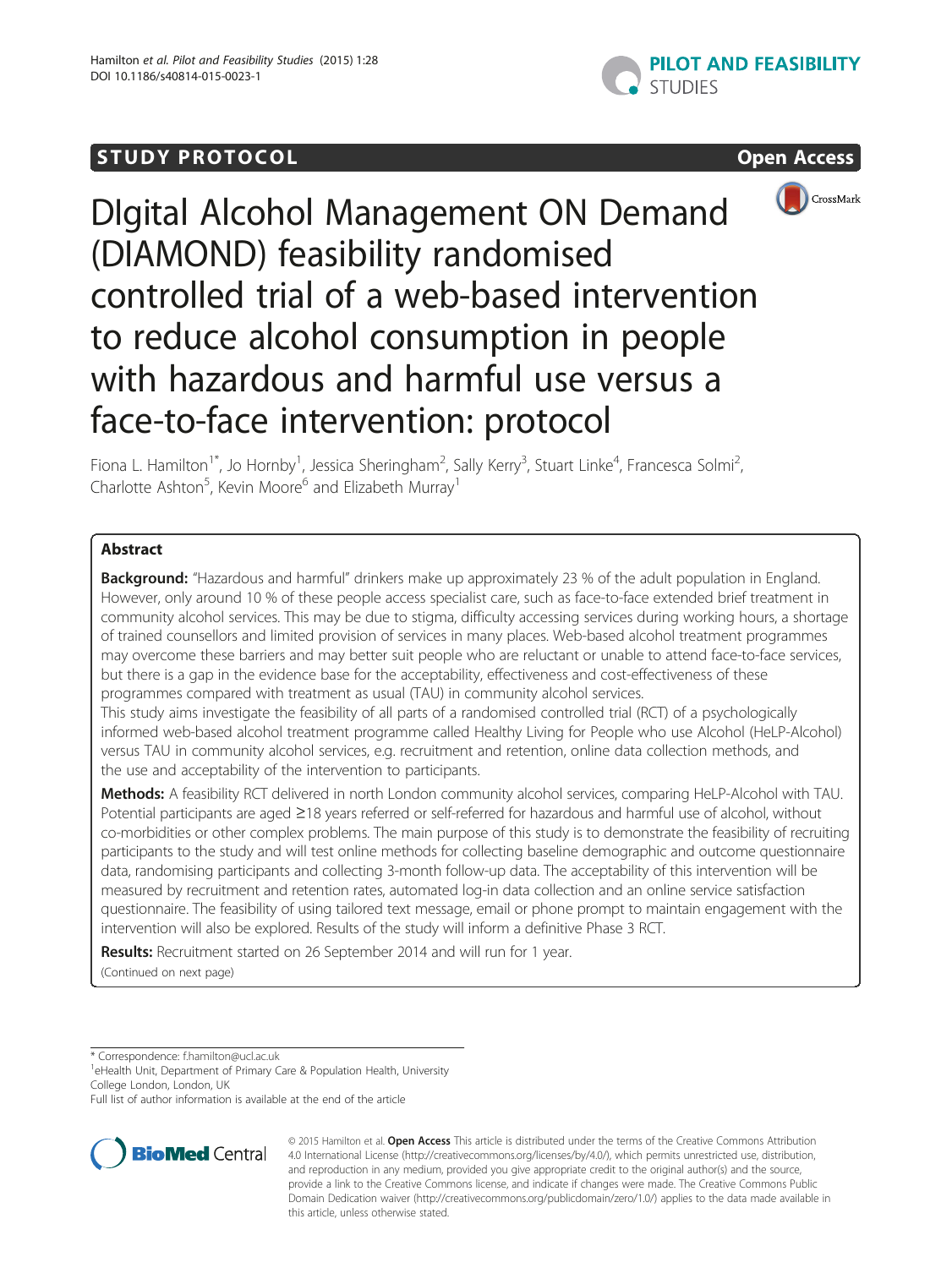STUDY PROTOCOL

Open Access

# DIgital Alcohol Management ON Demand (DIAMOND) feasibility randomised controlled trial of a web-based intervention to reduce alcohol consumption in people with hazardous and harmful use versus a face-to-face intervention: protocol

Fiona L. Hamilton[1*], Jo Hornby[1], Jessica Sheringham[2], Sally Kerry[3], Stuart Linke[4], Francesca Solmi[2], Charlotte Ashton[5], Kevin Moore[6] and Elizabeth Murray[1]

## Abstract

**Background:** "Hazardous and harmful" drinkers make up approximately 23 % of the adult population in England. However, only around 10 % of these people access specialist care, such as face-to-face extended brief treatment in community alcohol services. This may be due to stigma, difficulty accessing services during working hours, a shortage of trained counsellors and limited provision of services in many places. Web-based alcohol treatment programmes may overcome these barriers and may better suit people who are reluctant or unable to attend face-to-face services, but there is a gap in the evidence base for the acceptability, effectiveness and cost-effectiveness of these programmes compared with treatment as usual (TAU) in community alcohol services.

This study aims investigate the feasibility of all parts of a randomised controlled trial (RCT) of a psychologically informed web-based alcohol treatment programme called Healthy Living for People who use Alcohol (HeLP-Alcohol) versus TAU in community alcohol services, e.g. recruitment and retention, online data collection methods, and the use and acceptability of the intervention to participants.

**Methods:** A feasibility RCT delivered in north London community alcohol services, comparing HeLP-Alcohol with TAU. Potential participants are aged ≥18 years referred or self-referred for hazardous and harmful use of alcohol, without co-morbidities or other complex problems. The main purpose of this study is to demonstrate the feasibility of recruiting participants to the study and will test online methods for collecting baseline demographic and outcome questionnaire data, randomising participants and collecting 3-month follow-up data. The acceptability of this intervention will be measured by recruitment and retention rates, automated log-in data collection and an online service satisfaction questionnaire. The feasibility of using tailored text message, email or phone prompt to maintain engagement with the intervention will also be explored. Results of the study will inform a definitive Phase 3 RCT.

**Results:** Recruitment started on 26 September 2014 and will run for 1 year.

(Continued on next page)

\* Correspondence: f.hamilton@ucl.ac.uk

[1]eHealth Unit, Department of Primary Care & Population Health, University College London, London, UK

Full list of author information is available at the end of the article

© 2015 Hamilton et al. **Open Access** This article is distributed under the terms of the Creative Commons Attribution 4.0 International License (http://creativecommons.org/licenses/by/4.0/), which permits unrestricted use, distribution, and reproduction in any medium, provided you give appropriate credit to the original author(s) and the source, provide a link to the Creative Commons license, and indicate if changes were made. The Creative Commons Public Domain Dedication waiver (http://creativecommons.org/publicdomain/zero/1.0/) applies to the data made available in this article, unless otherwise stated.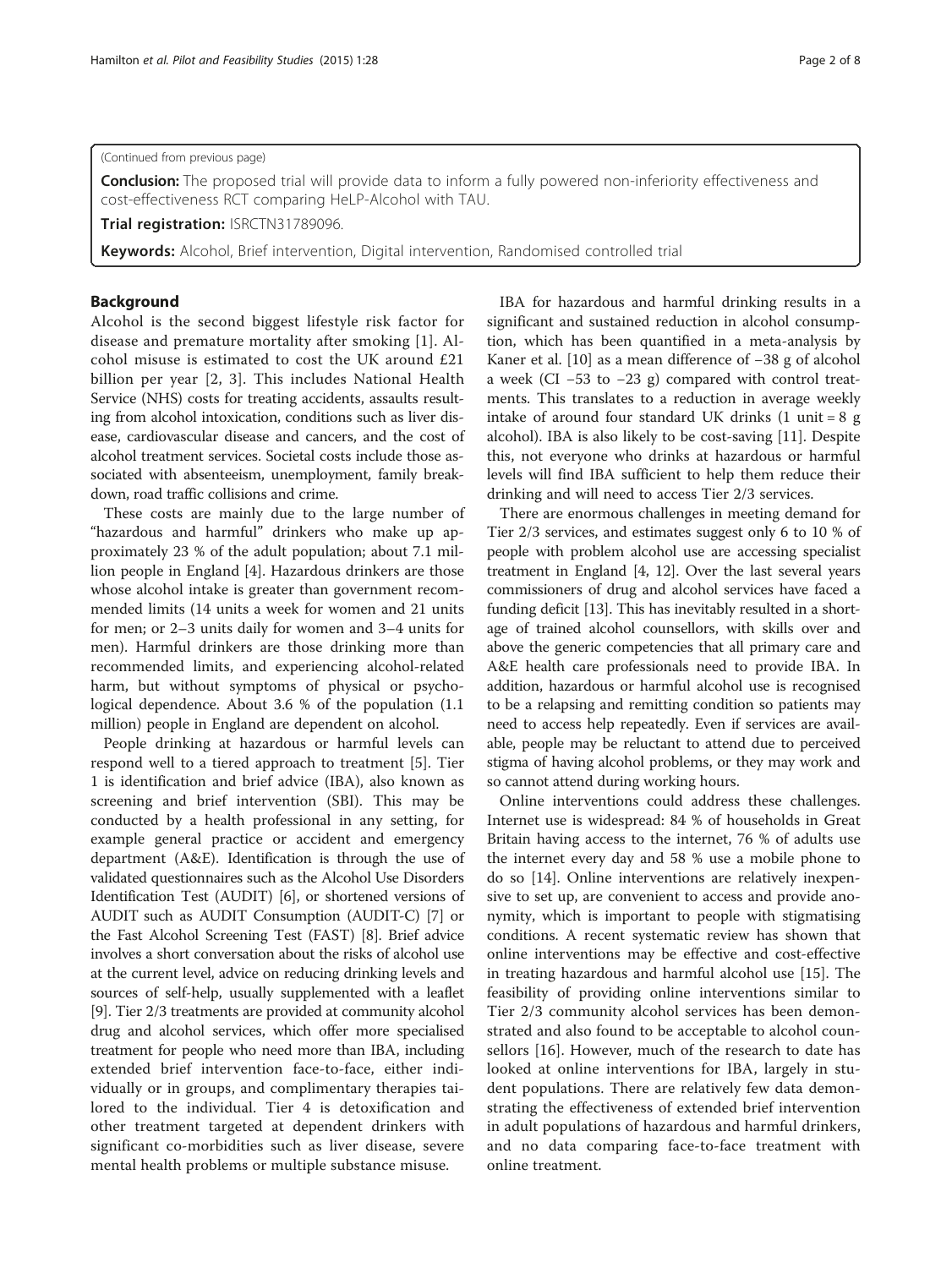(Continued from previous page)

**Conclusion:** The proposed trial will provide data to inform a fully powered non-inferiority effectiveness and cost-effectiveness RCT comparing HeLP-Alcohol with TAU.

**Trial registration:** ISRCTN31789096.

**Keywords:** Alcohol, Brief intervention, Digital intervention, Randomised controlled trial

## Background

Alcohol is the second biggest lifestyle risk factor for disease and premature mortality after smoking [1]. Alcohol misuse is estimated to cost the UK around £21 billion per year [2, 3]. This includes National Health Service (NHS) costs for treating accidents, assaults resulting from alcohol intoxication, conditions such as liver disease, cardiovascular disease and cancers, and the cost of alcohol treatment services. Societal costs include those associated with absenteeism, unemployment, family breakdown, road traffic collisions and crime.

These costs are mainly due to the large number of "hazardous and harmful" drinkers who make up approximately 23 % of the adult population; about 7.1 million people in England [4]. Hazardous drinkers are those whose alcohol intake is greater than government recommended limits (14 units a week for women and 21 units for men; or 2–3 units daily for women and 3–4 units for men). Harmful drinkers are those drinking more than recommended limits, and experiencing alcohol-related harm, but without symptoms of physical or psychological dependence. About 3.6 % of the population (1.1 million) people in England are dependent on alcohol.

People drinking at hazardous or harmful levels can respond well to a tiered approach to treatment [5]. Tier 1 is identification and brief advice (IBA), also known as screening and brief intervention (SBI). This may be conducted by a health professional in any setting, for example general practice or accident and emergency department (A&E). Identification is through the use of validated questionnaires such as the Alcohol Use Disorders Identification Test (AUDIT) [6], or shortened versions of AUDIT such as AUDIT Consumption (AUDIT-C) [7] or the Fast Alcohol Screening Test (FAST) [8]. Brief advice involves a short conversation about the risks of alcohol use at the current level, advice on reducing drinking levels and sources of self-help, usually supplemented with a leaflet [9]. Tier 2/3 treatments are provided at community alcohol drug and alcohol services, which offer more specialised treatment for people who need more than IBA, including extended brief intervention face-to-face, either individually or in groups, and complimentary therapies tailored to the individual. Tier 4 is detoxification and other treatment targeted at dependent drinkers with significant co-morbidities such as liver disease, severe mental health problems or multiple substance misuse.

IBA for hazardous and harmful drinking results in a significant and sustained reduction in alcohol consumption, which has been quantified in a meta-analysis by Kaner et al. [10] as a mean difference of −38 g of alcohol a week (CI −53 to −23 g) compared with control treatments. This translates to a reduction in average weekly intake of around four standard UK drinks (1 unit = 8 g alcohol). IBA is also likely to be cost-saving [11]. Despite this, not everyone who drinks at hazardous or harmful levels will find IBA sufficient to help them reduce their drinking and will need to access Tier 2/3 services.

There are enormous challenges in meeting demand for Tier 2/3 services, and estimates suggest only 6 to 10 % of people with problem alcohol use are accessing specialist treatment in England [4, 12]. Over the last several years commissioners of drug and alcohol services have faced a funding deficit [13]. This has inevitably resulted in a shortage of trained alcohol counsellors, with skills over and above the generic competencies that all primary care and A&E health care professionals need to provide IBA. In addition, hazardous or harmful alcohol use is recognised to be a relapsing and remitting condition so patients may need to access help repeatedly. Even if services are available, people may be reluctant to attend due to perceived stigma of having alcohol problems, or they may work and so cannot attend during working hours.

Online interventions could address these challenges. Internet use is widespread: 84 % of households in Great Britain having access to the internet, 76 % of adults use the internet every day and 58 % use a mobile phone to do so [14]. Online interventions are relatively inexpensive to set up, are convenient to access and provide anonymity, which is important to people with stigmatising conditions. A recent systematic review has shown that online interventions may be effective and cost-effective in treating hazardous and harmful alcohol use [15]. The feasibility of providing online interventions similar to Tier 2/3 community alcohol services has been demonstrated and also found to be acceptable to alcohol counsellors [16]. However, much of the research to date has looked at online interventions for IBA, largely in student populations. There are relatively few data demonstrating the effectiveness of extended brief intervention in adult populations of hazardous and harmful drinkers, and no data comparing face-to-face treatment with online treatment.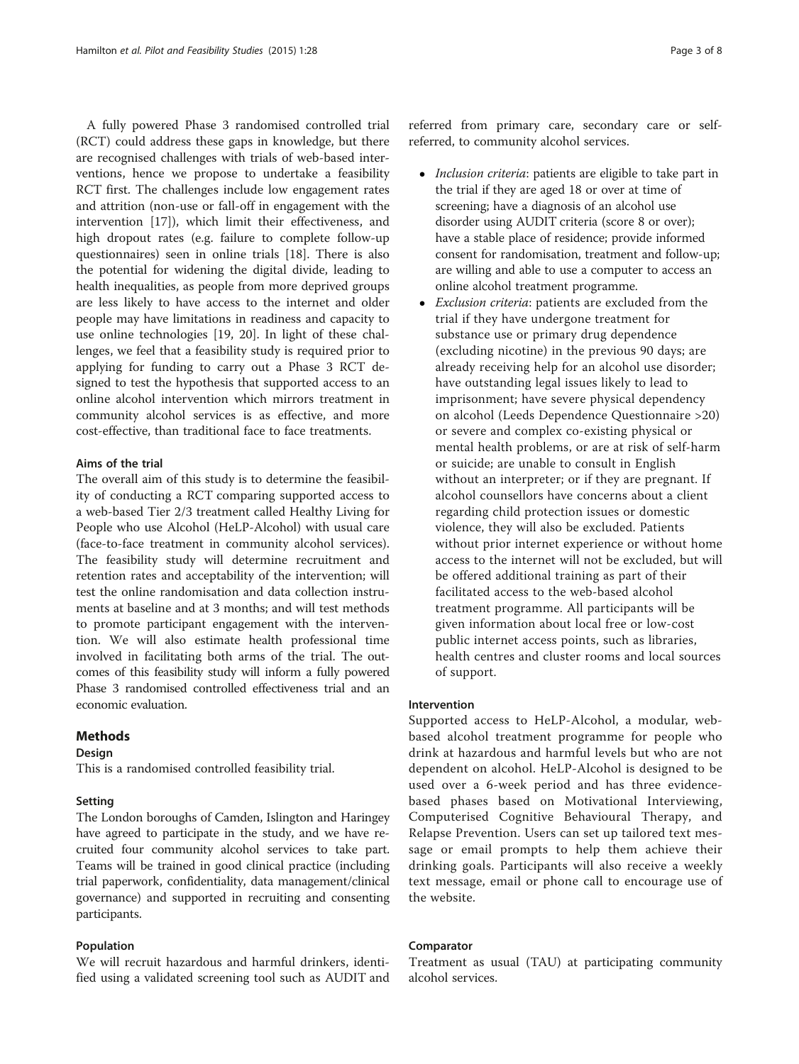A fully powered Phase 3 randomised controlled trial (RCT) could address these gaps in knowledge, but there are recognised challenges with trials of web-based interventions, hence we propose to undertake a feasibility RCT first. The challenges include low engagement rates and attrition (non-use or fall-off in engagement with the intervention [17]), which limit their effectiveness, and high dropout rates (e.g. failure to complete follow-up questionnaires) seen in online trials [18]. There is also the potential for widening the digital divide, leading to health inequalities, as people from more deprived groups are less likely to have access to the internet and older people may have limitations in readiness and capacity to use online technologies [19, 20]. In light of these challenges, we feel that a feasibility study is required prior to applying for funding to carry out a Phase 3 RCT designed to test the hypothesis that supported access to an online alcohol intervention which mirrors treatment in community alcohol services is as effective, and more cost-effective, than traditional face to face treatments.

### Aims of the trial

The overall aim of this study is to determine the feasibility of conducting a RCT comparing supported access to a web-based Tier 2/3 treatment called Healthy Living for People who use Alcohol (HeLP-Alcohol) with usual care (face-to-face treatment in community alcohol services). The feasibility study will determine recruitment and retention rates and acceptability of the intervention; will test the online randomisation and data collection instruments at baseline and at 3 months; and will test methods to promote participant engagement with the intervention. We will also estimate health professional time involved in facilitating both arms of the trial. The outcomes of this feasibility study will inform a fully powered Phase 3 randomised controlled effectiveness trial and an economic evaluation.

## Methods

### Design

This is a randomised controlled feasibility trial.

### Setting

The London boroughs of Camden, Islington and Haringey have agreed to participate in the study, and we have recruited four community alcohol services to take part. Teams will be trained in good clinical practice (including trial paperwork, confidentiality, data management/clinical governance) and supported in recruiting and consenting participants.

### Population

We will recruit hazardous and harmful drinkers, identified using a validated screening tool such as AUDIT and referred from primary care, secondary care or self-referred, to community alcohol services.

- *Inclusion criteria*: patients are eligible to take part in the trial if they are aged 18 or over at time of screening; have a diagnosis of an alcohol use disorder using AUDIT criteria (score 8 or over); have a stable place of residence; provide informed consent for randomisation, treatment and follow-up; are willing and able to use a computer to access an online alcohol treatment programme.
- *Exclusion criteria*: patients are excluded from the trial if they have undergone treatment for substance use or primary drug dependence (excluding nicotine) in the previous 90 days; are already receiving help for an alcohol use disorder; have outstanding legal issues likely to lead to imprisonment; have severe physical dependency on alcohol (Leeds Dependence Questionnaire >20) or severe and complex co-existing physical or mental health problems, or are at risk of self-harm or suicide; are unable to consult in English without an interpreter; or if they are pregnant. If alcohol counsellors have concerns about a client regarding child protection issues or domestic violence, they will also be excluded. Patients without prior internet experience or without home access to the internet will not be excluded, but will be offered additional training as part of their facilitated access to the web-based alcohol treatment programme. All participants will be given information about local free or low-cost public internet access points, such as libraries, health centres and cluster rooms and local sources of support.

### Intervention

Supported access to HeLP-Alcohol, a modular, web-based alcohol treatment programme for people who drink at hazardous and harmful levels but who are not dependent on alcohol. HeLP-Alcohol is designed to be used over a 6-week period and has three evidence-based phases based on Motivational Interviewing, Computerised Cognitive Behavioural Therapy, and Relapse Prevention. Users can set up tailored text message or email prompts to help them achieve their drinking goals. Participants will also receive a weekly text message, email or phone call to encourage use of the website.

### Comparator

Treatment as usual (TAU) at participating community alcohol services.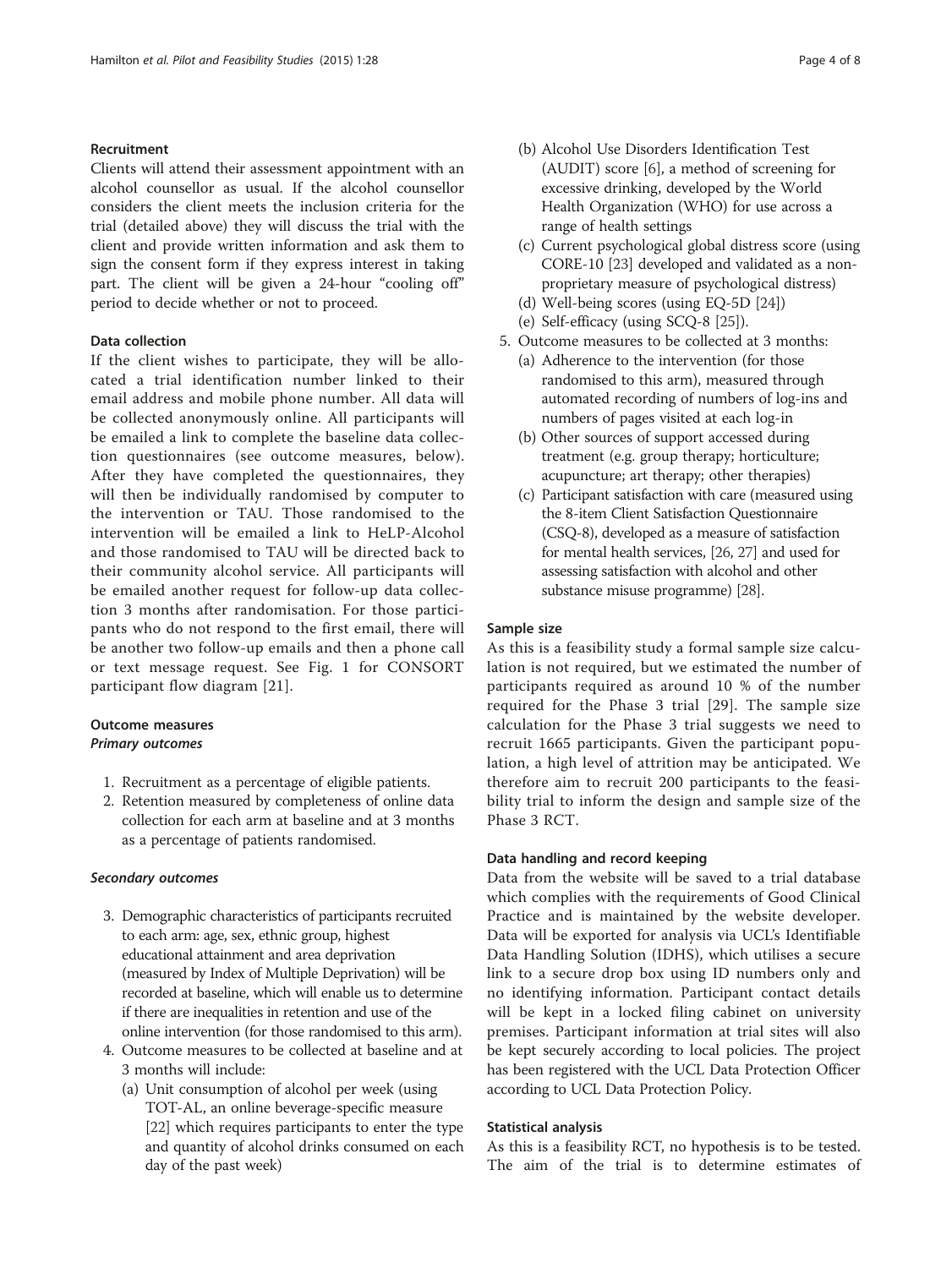### Recruitment

Clients will attend their assessment appointment with an alcohol counsellor as usual. If the alcohol counsellor considers the client meets the inclusion criteria for the trial (detailed above) they will discuss the trial with the client and provide written information and ask them to sign the consent form if they express interest in taking part. The client will be given a 24-hour "cooling off" period to decide whether or not to proceed.

### Data collection

If the client wishes to participate, they will be allocated a trial identification number linked to their email address and mobile phone number. All data will be collected anonymously online. All participants will be emailed a link to complete the baseline data collection questionnaires (see outcome measures, below). After they have completed the questionnaires, they will then be individually randomised by computer to the intervention or TAU. Those randomised to the intervention will be emailed a link to HeLP-Alcohol and those randomised to TAU will be directed back to their community alcohol service. All participants will be emailed another request for follow-up data collection 3 months after randomisation. For those participants who do not respond to the first email, there will be another two follow-up emails and then a phone call or text message request. See Fig. 1 for CONSORT participant flow diagram [21].

### Outcome measures

#### *Primary outcomes*

1. Recruitment as a percentage of eligible patients.
2. Retention measured by completeness of online data collection for each arm at baseline and at 3 months as a percentage of patients randomised.

#### *Secondary outcomes*

3. Demographic characteristics of participants recruited to each arm: age, sex, ethnic group, highest educational attainment and area deprivation (measured by Index of Multiple Deprivation) will be recorded at baseline, which will enable us to determine if there are inequalities in retention and use of the online intervention (for those randomised to this arm).
4. Outcome measures to be collected at baseline and at 3 months will include:
   - (a) Unit consumption of alcohol per week (using TOT-AL, an online beverage-specific measure [22] which requires participants to enter the type and quantity of alcohol drinks consumed on each day of the past week)
   - (b) Alcohol Use Disorders Identification Test (AUDIT) score [6], a method of screening for excessive drinking, developed by the World Health Organization (WHO) for use across a range of health settings
   - (c) Current psychological global distress score (using CORE-10 [23] developed and validated as a non-proprietary measure of psychological distress)
   - (d) Well-being scores (using EQ-5D [24])
   - (e) Self-efficacy (using SCQ-8 [25]).
5. Outcome measures to be collected at 3 months:
   - (a) Adherence to the intervention (for those randomised to this arm), measured through automated recording of numbers of log-ins and numbers of pages visited at each log-in
   - (b) Other sources of support accessed during treatment (e.g. group therapy; horticulture; acupuncture; art therapy; other therapies)
   - (c) Participant satisfaction with care (measured using the 8-item Client Satisfaction Questionnaire (CSQ-8), developed as a measure of satisfaction for mental health services, [26, 27] and used for assessing satisfaction with alcohol and other substance misuse programme) [28].

### Sample size

As this is a feasibility study a formal sample size calculation is not required, but we estimated the number of participants required as around 10 % of the number required for the Phase 3 trial [29]. The sample size calculation for the Phase 3 trial suggests we need to recruit 1665 participants. Given the participant population, a high level of attrition may be anticipated. We therefore aim to recruit 200 participants to the feasibility trial to inform the design and sample size of the Phase 3 RCT.

### Data handling and record keeping

Data from the website will be saved to a trial database which complies with the requirements of Good Clinical Practice and is maintained by the website developer. Data will be exported for analysis via UCL's Identifiable Data Handling Solution (IDHS), which utilises a secure link to a secure drop box using ID numbers only and no identifying information. Participant contact details will be kept in a locked filing cabinet on university premises. Participant information at trial sites will also be kept securely according to local policies. The project has been registered with the UCL Data Protection Officer according to UCL Data Protection Policy.

### Statistical analysis

As this is a feasibility RCT, no hypothesis is to be tested. The aim of the trial is to determine estimates of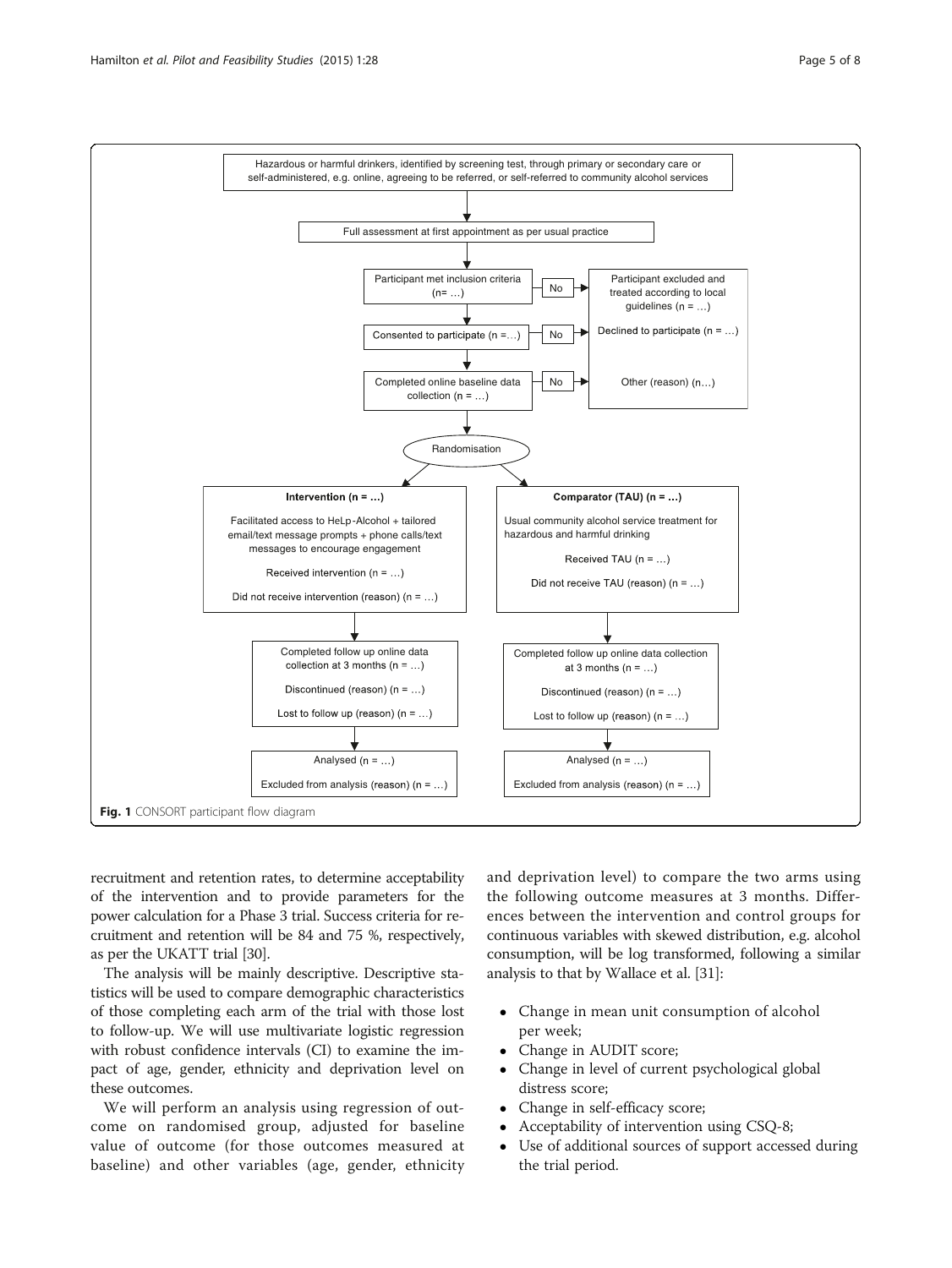Hazardous or harmful drinkers, identified by screening test, through primary or secondary care or self-administered, e.g. online, agreeing to be referred, or self-referred to community alcohol services

↓

Full assessment at first appointment as per usual practice

↓

Participant met inclusion criteria (n= …) → No → Participant excluded and treated according to local guidelines (n = …)

↓

Consented to participate (n =…) → No → Declined to participate (n = …)

↓

Completed online baseline data collection (n = …) → No → Other (reason) (n…)

↓

Randomisation

| **Intervention (n = …)** | **Comparator (TAU) (n = …)** |
| --- | --- |
| Facilitated access to HeLp-Alcohol + tailored email/text message prompts + phone calls/text messages to encourage engagement | Usual community alcohol service treatment for hazardous and harmful drinking |
| Received intervention (n = …) | Received TAU (n = …) |
| Did not receive intervention (reason) (n = …) | Did not receive TAU (reason) (n = …) |
| Completed follow up online data collection at 3 months (n = …) | Completed follow up online data collection at 3 months (n = …) |
| Discontinued (reason) (n = …) | Discontinued (reason) (n = …) |
| Lost to follow up (reason) (n = …) | Lost to follow up (reason) (n = …) |
| Analysed (n = …) | Analysed (n = …) |
| Excluded from analysis (reason) (n = …) | Excluded from analysis (reason) (n = …) |

**Fig. 1** CONSORT participant flow diagram

recruitment and retention rates, to determine acceptability of the intervention and to provide parameters for the power calculation for a Phase 3 trial. Success criteria for recruitment and retention will be 84 and 75 %, respectively, as per the UKATT trial [30].

The analysis will be mainly descriptive. Descriptive statistics will be used to compare demographic characteristics of those completing each arm of the trial with those lost to follow-up. We will use multivariate logistic regression with robust confidence intervals (CI) to examine the impact of age, gender, ethnicity and deprivation level on these outcomes.

We will perform an analysis using regression of outcome on randomised group, adjusted for baseline value of outcome (for those outcomes measured at baseline) and other variables (age, gender, ethnicity and deprivation level) to compare the two arms using the following outcome measures at 3 months. Differences between the intervention and control groups for continuous variables with skewed distribution, e.g. alcohol consumption, will be log transformed, following a similar analysis to that by Wallace et al. [31]:

- Change in mean unit consumption of alcohol per week;
- Change in AUDIT score;
- Change in level of current psychological global distress score;
- Change in self-efficacy score;
- Acceptability of intervention using CSQ-8;
- Use of additional sources of support accessed during the trial period.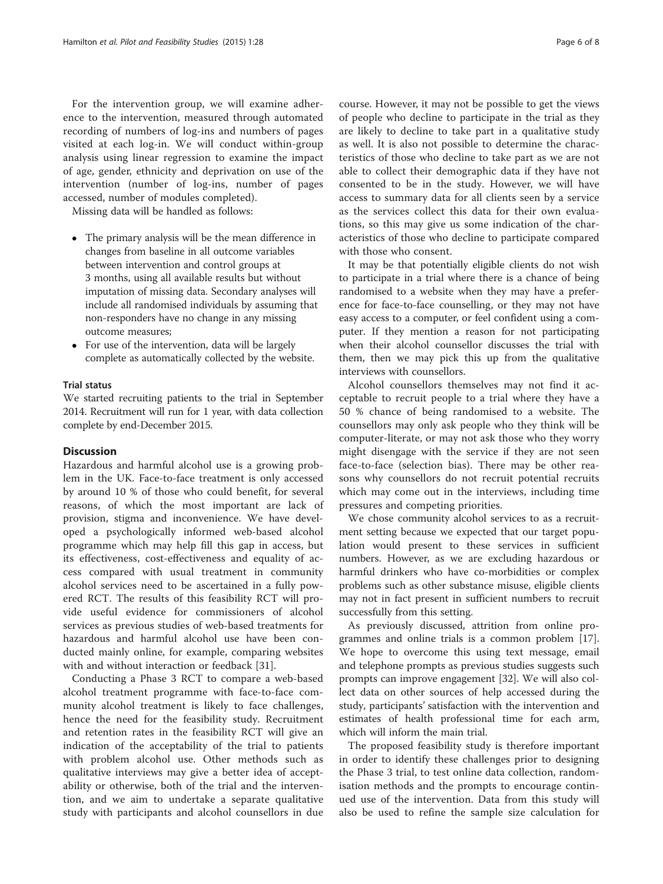For the intervention group, we will examine adherence to the intervention, measured through automated recording of numbers of log-ins and numbers of pages visited at each log-in. We will conduct within-group analysis using linear regression to examine the impact of age, gender, ethnicity and deprivation on use of the intervention (number of log-ins, number of pages accessed, number of modules completed).

Missing data will be handled as follows:

- The primary analysis will be the mean difference in changes from baseline in all outcome variables between intervention and control groups at 3 months, using all available results but without imputation of missing data. Secondary analyses will include all randomised individuals by assuming that non-responders have no change in any missing outcome measures;
- For use of the intervention, data will be largely complete as automatically collected by the website.

### Trial status

We started recruiting patients to the trial in September 2014. Recruitment will run for 1 year, with data collection complete by end-December 2015.

## Discussion

Hazardous and harmful alcohol use is a growing problem in the UK. Face-to-face treatment is only accessed by around 10 % of those who could benefit, for several reasons, of which the most important are lack of provision, stigma and inconvenience. We have developed a psychologically informed web-based alcohol programme which may help fill this gap in access, but its effectiveness, cost-effectiveness and equality of access compared with usual treatment in community alcohol services need to be ascertained in a fully powered RCT. The results of this feasibility RCT will provide useful evidence for commissioners of alcohol services as previous studies of web-based treatments for hazardous and harmful alcohol use have been conducted mainly online, for example, comparing websites with and without interaction or feedback [31].

Conducting a Phase 3 RCT to compare a web-based alcohol treatment programme with face-to-face community alcohol treatment is likely to face challenges, hence the need for the feasibility study. Recruitment and retention rates in the feasibility RCT will give an indication of the acceptability of the trial to patients with problem alcohol use. Other methods such as qualitative interviews may give a better idea of acceptability or otherwise, both of the trial and the intervention, and we aim to undertake a separate qualitative study with participants and alcohol counsellors in due course. However, it may not be possible to get the views of people who decline to participate in the trial as they are likely to decline to take part in a qualitative study as well. It is also not possible to determine the characteristics of those who decline to take part as we are not able to collect their demographic data if they have not consented to be in the study. However, we will have access to summary data for all clients seen by a service as the services collect this data for their own evaluations, so this may give us some indication of the characteristics of those who decline to participate compared with those who consent.

It may be that potentially eligible clients do not wish to participate in a trial where there is a chance of being randomised to a website when they may have a preference for face-to-face counselling, or they may not have easy access to a computer, or feel confident using a computer. If they mention a reason for not participating when their alcohol counsellor discusses the trial with them, then we may pick this up from the qualitative interviews with counsellors.

Alcohol counsellors themselves may not find it acceptable to recruit people to a trial where they have a 50 % chance of being randomised to a website. The counsellors may only ask people who they think will be computer-literate, or may not ask those who they worry might disengage with the service if they are not seen face-to-face (selection bias). There may be other reasons why counsellors do not recruit potential recruits which may come out in the interviews, including time pressures and competing priorities.

We chose community alcohol services to as a recruitment setting because we expected that our target population would present to these services in sufficient numbers. However, as we are excluding hazardous or harmful drinkers who have co-morbidities or complex problems such as other substance misuse, eligible clients may not in fact present in sufficient numbers to recruit successfully from this setting.

As previously discussed, attrition from online programmes and online trials is a common problem [17]. We hope to overcome this using text message, email and telephone prompts as previous studies suggests such prompts can improve engagement [32]. We will also collect data on other sources of help accessed during the study, participants' satisfaction with the intervention and estimates of health professional time for each arm, which will inform the main trial.

The proposed feasibility study is therefore important in order to identify these challenges prior to designing the Phase 3 trial, to test online data collection, randomisation methods and the prompts to encourage continued use of the intervention. Data from this study will also be used to refine the sample size calculation for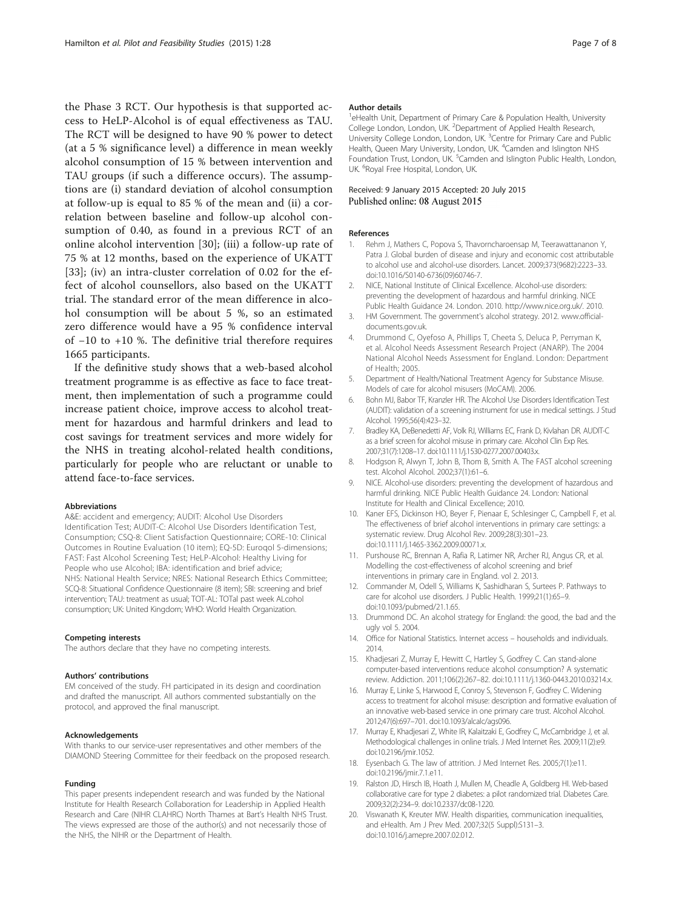the Phase 3 RCT. Our hypothesis is that supported access to HeLP-Alcohol is of equal effectiveness as TAU. The RCT will be designed to have 90 % power to detect (at a 5 % significance level) a difference in mean weekly alcohol consumption of 15 % between intervention and TAU groups (if such a difference occurs). The assumptions are (i) standard deviation of alcohol consumption at follow-up is equal to 85 % of the mean and (ii) a correlation between baseline and follow-up alcohol consumption of 0.40, as found in a previous RCT of an online alcohol intervention [30]; (iii) a follow-up rate of 75 % at 12 months, based on the experience of UKATT [33]; (iv) an intra-cluster correlation of 0.02 for the effect of alcohol counsellors, also based on the UKATT trial. The standard error of the mean difference in alcohol consumption will be about 5 %, so an estimated zero difference would have a 95 % confidence interval of −10 to +10 %. The definitive trial therefore requires 1665 participants.

If the definitive study shows that a web-based alcohol treatment programme is as effective as face to face treatment, then implementation of such a programme could increase patient choice, improve access to alcohol treatment for hazardous and harmful drinkers and lead to cost savings for treatment services and more widely for the NHS in treating alcohol-related health conditions, particularly for people who are reluctant or unable to attend face-to-face services.

#### Abbreviations

A&E: accident and emergency; AUDIT: Alcohol Use Disorders Identification Test; AUDIT-C: Alcohol Use Disorders Identification Test, Consumption; CSQ-8: Client Satisfaction Questionnaire; CORE-10: Clinical Outcomes in Routine Evaluation (10 item); EQ-5D: Euroqol 5-dimensions; FAST: Fast Alcohol Screening Test; HeLP-Alcohol: Healthy Living for People who use Alcohol; IBA: identification and brief advice; NHS: National Health Service; NRES: National Research Ethics Committee; SCQ-8: Situational Confidence Questionnaire (8 item); SBI: screening and brief intervention; TAU: treatment as usual; TOT-AL: TOTal past week ALcohol consumption; UK: United Kingdom; WHO: World Health Organization.

#### Competing interests

The authors declare that they have no competing interests.

#### Authors' contributions

EM conceived of the study. FH participated in its design and coordination and drafted the manuscript. All authors commented substantially on the protocol, and approved the final manuscript.

#### Acknowledgements

With thanks to our service-user representatives and other members of the DIAMOND Steering Committee for their feedback on the proposed research.

#### Funding

This paper presents independent research and was funded by the National Institute for Health Research Collaboration for Leadership in Applied Health Research and Care (NIHR CLAHRC) North Thames at Bart's Health NHS Trust. The views expressed are those of the author(s) and not necessarily those of the NHS, the NIHR or the Department of Health.

#### Author details

[1]eHealth Unit, Department of Primary Care & Population Health, University College London, London, UK. [2]Department of Applied Health Research, University College London, London, UK. [3]Centre for Primary Care and Public Health, Queen Mary University, London, UK. [4]Camden and Islington NHS Foundation Trust, London, UK. [5]Camden and Islington Public Health, London, UK. [6]Royal Free Hospital, London, UK.

Received: 9 January 2015 Accepted: 20 July 2015
Published online: 08 August 2015

#### References

1. Rehm J, Mathers C, Popova S, Thavorncharoensap M, Teerawattananon Y, Patra J. Global burden of disease and injury and economic cost attributable to alcohol use and alcohol-use disorders. Lancet. 2009;373(9682):2223–33. doi:10.1016/S0140-6736(09)60746-7.
2. NICE, National Institute of Clinical Excellence. Alcohol-use disorders: preventing the development of hazardous and harmful drinking. NICE Public Health Guidance 24. London. 2010. http://www.nice.org.uk/. 2010.
3. HM Government. The government's alcohol strategy. 2012. www.official-documents.gov.uk.
4. Drummond C, Oyefoso A, Phillips T, Cheeta S, Deluca P, Perryman K, et al. Alcohol Needs Assessment Research Project (ANARP). The 2004 National Alcohol Needs Assessment for England. London: Department of Health; 2005.
5. Department of Health/National Treatment Agency for Substance Misuse. Models of care for alcohol misusers (MoCAM). 2006.
6. Bohn MJ, Babor TF, Kranzler HR. The Alcohol Use Disorders Identification Test (AUDIT): validation of a screening instrument for use in medical settings. J Stud Alcohol. 1995;56(4):423–32.
7. Bradley KA, DeBenedetti AF, Volk RJ, Williams EC, Frank D, Kivlahan DR. AUDIT-C as a brief screen for alcohol misuse in primary care. Alcohol Clin Exp Res. 2007;31(7):1208–17. doi:10.1111/j.1530-0277.2007.00403.x.
8. Hodgson R, Alwyn T, John B, Thom B, Smith A. The FAST alcohol screening test. Alcohol Alcohol. 2002;37(1):61–6.
9. NICE. Alcohol-use disorders: preventing the development of hazardous and harmful drinking. NICE Public Health Guidance 24. London: National Institute for Health and Clinical Excellence; 2010.
10. Kaner EFS, Dickinson HO, Beyer F, Pienaar E, Schlesinger C, Campbell F, et al. The effectiveness of brief alcohol interventions in primary care settings: a systematic review. Drug Alcohol Rev. 2009;28(3):301–23. doi:10.1111/j.1465-3362.2009.00071.x.
11. Purshouse RC, Brennan A, Rafia R, Latimer NR, Archer RJ, Angus CR, et al. Modelling the cost-effectiveness of alcohol screening and brief interventions in primary care in England. vol 2. 2013.
12. Commander M, Odell S, Williams K, Sashidharan S, Surtees P. Pathways to care for alcohol use disorders. J Public Health. 1999;21(1):65–9. doi:10.1093/pubmed/21.1.65.
13. Drummond DC. An alcohol strategy for England: the good, the bad and the ugly vol 5. 2004.
14. Office for National Statistics. Internet access – households and individuals. 2014.
15. Khadjesari Z, Murray E, Hewitt C, Hartley S, Godfrey C. Can stand-alone computer-based interventions reduce alcohol consumption? A systematic review. Addiction. 2011;106(2):267–82. doi:10.1111/j.1360-0443.2010.03214.x.
16. Murray E, Linke S, Harwood E, Conroy S, Stevenson F, Godfrey C. Widening access to treatment for alcohol misuse: description and formative evaluation of an innovative web-based service in one primary care trust. Alcohol Alcohol. 2012;47(6):697–701. doi:10.1093/alcalc/ags096.
17. Murray E, Khadjesari Z, White IR, Kalaitzaki E, Godfrey C, McCambridge J, et al. Methodological challenges in online trials. J Med Internet Res. 2009;11(2):e9. doi:10.2196/jmir.1052.
18. Eysenbach G. The law of attrition. J Med Internet Res. 2005;7(1):e11. doi:10.2196/jmir.7.1.e11.
19. Ralston JD, Hirsch IB, Hoath J, Mullen M, Cheadle A, Goldberg HI. Web-based collaborative care for type 2 diabetes: a pilot randomized trial. Diabetes Care. 2009;32(2):234–9. doi:10.2337/dc08-1220.
20. Viswanath K, Kreuter MW. Health disparities, communication inequalities, and eHealth. Am J Prev Med. 2007;32(5 Suppl):S131–3. doi:10.1016/j.amepre.2007.02.012.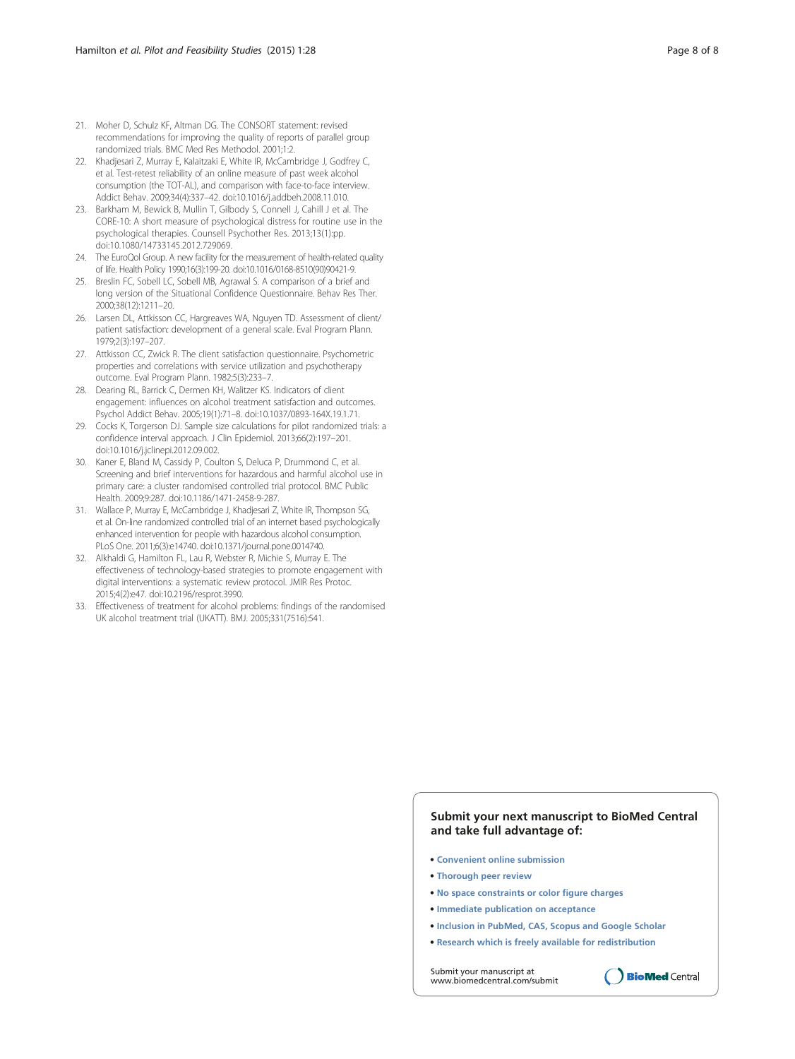21. Moher D, Schulz KF, Altman DG. The CONSORT statement: revised recommendations for improving the quality of reports of parallel group randomized trials. BMC Med Res Methodol. 2001;1:2.
22. Khadjesari Z, Murray E, Kalaitzaki E, White IR, McCambridge J, Godfrey C, et al. Test-retest reliability of an online measure of past week alcohol consumption (the TOT-AL), and comparison with face-to-face interview. Addict Behav. 2009;34(4):337–42. doi:10.1016/j.addbeh.2008.11.010.
23. Barkham M, Bewick B, Mullin T, Gilbody S, Connell J, Cahill J et al. The CORE-10: A short measure of psychological distress for routine use in the psychological therapies. Counsell Psychother Res. 2013;13(1):pp. doi:10.1080/14733145.2012.729069.
24. The EuroQol Group. A new facility for the measurement of health-related quality of life. Health Policy 1990;16(3):199-20. doi:10.1016/0168-8510(90)90421-9.
25. Breslin FC, Sobell LC, Sobell MB, Agrawal S. A comparison of a brief and long version of the Situational Confidence Questionnaire. Behav Res Ther. 2000;38(12):1211–20.
26. Larsen DL, Attkisson CC, Hargreaves WA, Nguyen TD. Assessment of client/patient satisfaction: development of a general scale. Eval Program Plann. 1979;2(3):197–207.
27. Attkisson CC, Zwick R. The client satisfaction questionnaire. Psychometric properties and correlations with service utilization and psychotherapy outcome. Eval Program Plann. 1982;5(3):233–7.
28. Dearing RL, Barrick C, Dermen KH, Walitzer KS. Indicators of client engagement: influences on alcohol treatment satisfaction and outcomes. Psychol Addict Behav. 2005;19(1):71–8. doi:10.1037/0893-164X.19.1.71.
29. Cocks K, Torgerson DJ. Sample size calculations for pilot randomized trials: a confidence interval approach. J Clin Epidemiol. 2013;66(2):197–201. doi:10.1016/j.jclinepi.2012.09.002.
30. Kaner E, Bland M, Cassidy P, Coulton S, Deluca P, Drummond C, et al. Screening and brief interventions for hazardous and harmful alcohol use in primary care: a cluster randomised controlled trial protocol. BMC Public Health. 2009;9:287. doi:10.1186/1471-2458-9-287.
31. Wallace P, Murray E, McCambridge J, Khadjesari Z, White IR, Thompson SG, et al. On-line randomized controlled trial of an internet based psychologically enhanced intervention for people with hazardous alcohol consumption. PLoS One. 2011;6(3):e14740. doi:10.1371/journal.pone.0014740.
32. Alkhaldi G, Hamilton FL, Lau R, Webster R, Michie S, Murray E. The effectiveness of technology-based strategies to promote engagement with digital interventions: a systematic review protocol. JMIR Res Protoc. 2015;4(2):e47. doi:10.2196/resprot.3990.
33. Effectiveness of treatment for alcohol problems: findings of the randomised UK alcohol treatment trial (UKATT). BMJ. 2005;331(7516):541.

**Submit your next manuscript to BioMed Central and take full advantage of:**

- Convenient online submission
- Thorough peer review
- No space constraints or color figure charges
- Immediate publication on acceptance
- Inclusion in PubMed, CAS, Scopus and Google Scholar
- Research which is freely available for redistribution

Submit your manuscript at
www.biomedcentral.com/submit

BioMed Central